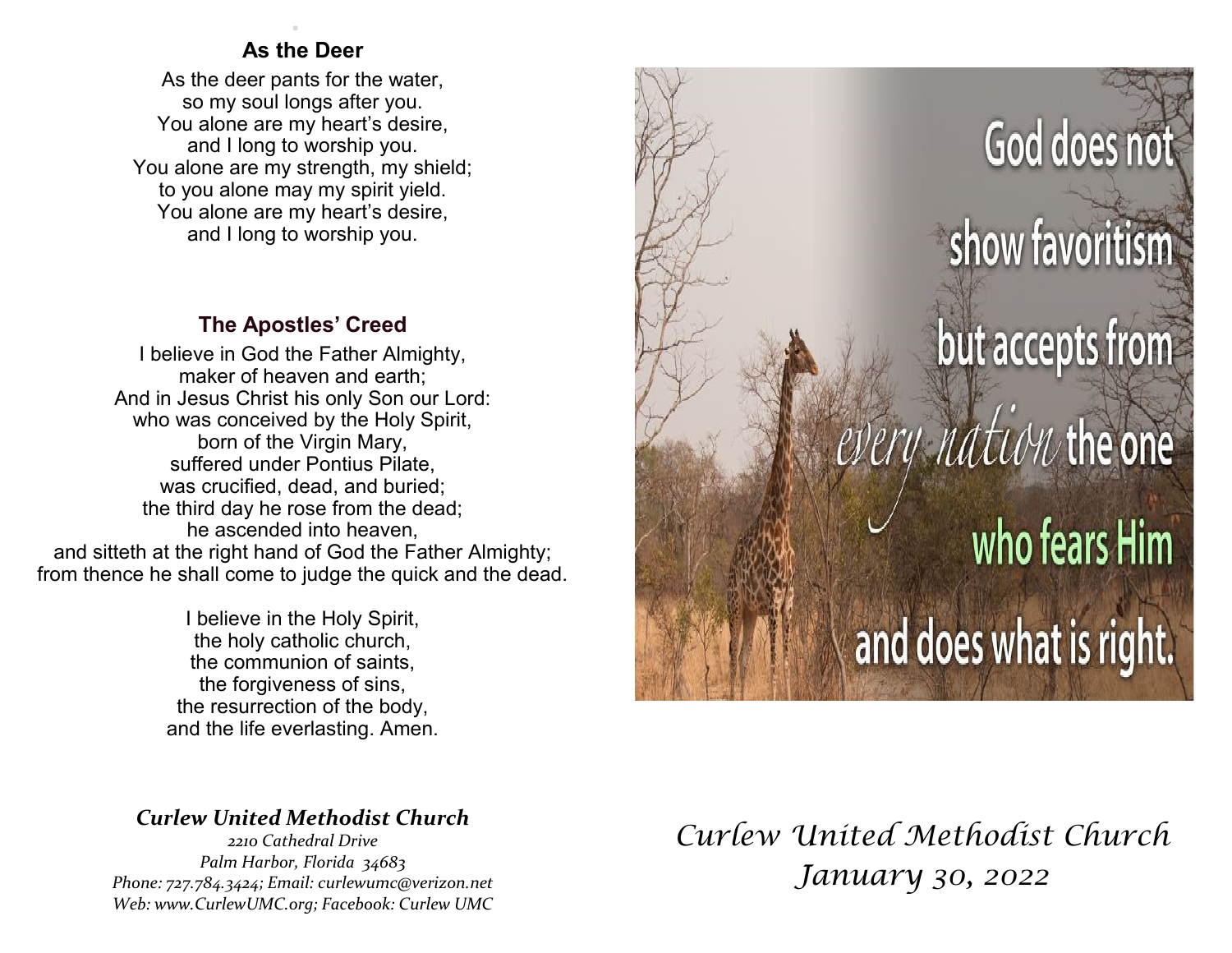### As the Deer

As the deer pants for the water,
so my soul longs after you.
You alone are my heart's desire,
and I long to worship you.
You alone are my strength, my shield;
to you alone may my spirit yield.
You alone are my heart's desire,
and I long to worship you.

### The Apostles' Creed

I believe in God the Father Almighty,
maker of heaven and earth;
And in Jesus Christ his only Son our Lord:
who was conceived by the Holy Spirit,
born of the Virgin Mary,
suffered under Pontius Pilate,
was crucified, dead, and buried;
the third day he rose from the dead;
he ascended into heaven,
and sitteth at the right hand of God the Father Almighty;
from thence he shall come to judge the quick and the dead.

I believe in the Holy Spirit,
the holy catholic church,
the communion of saints,
the forgiveness of sins,
the resurrection of the body,
and the life everlasting. Amen.

***Curlew United Methodist Church***

*2210 Cathedral Drive*
*Palm Harbor, Florida 34683*
*Phone: 727.784.3424; Email: curlewumc@verizon.net*
*Web: www.CurlewUMC.org; Facebook: Curlew UMC*

God does not show favoritism but accepts from every nation the one who fears Him and does what is right.

*Curlew United Methodist Church*
*January 30, 2022*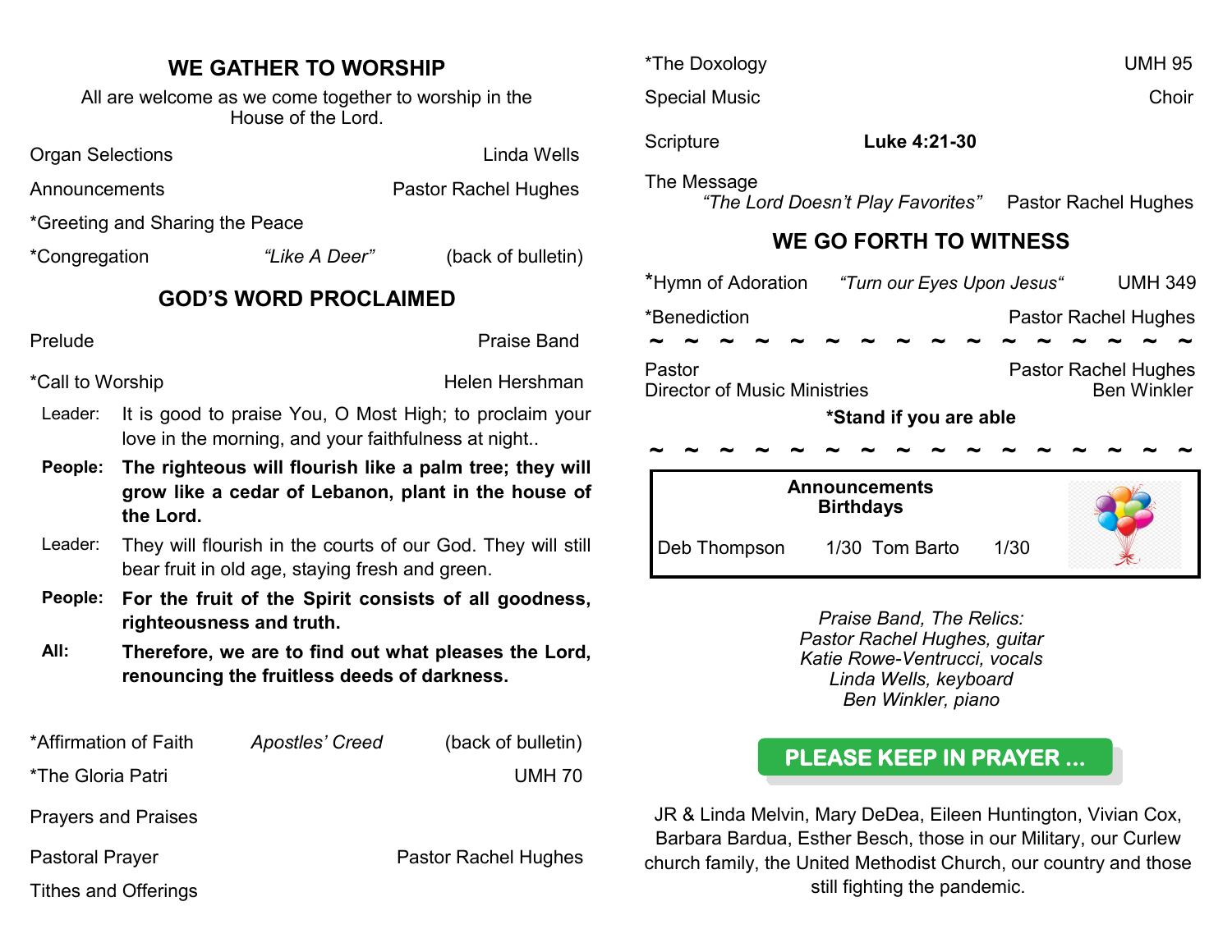## WE GATHER TO WORSHIP

All are welcome as we come together to worship in the House of the Lord.

Organ Selections — Linda Wells

Announcements — Pastor Rachel Hughes

*Greeting and Sharing the Peace

*Congregation — *"Like A Deer"* — (back of bulletin)

## GOD'S WORD PROCLAIMED

Prelude — Praise Band

*Call to Worship — Helen Hershman

Leader: It is good to praise You, O Most High; to proclaim your love in the morning, and your faithfulness at night..

**People: The righteous will flourish like a palm tree; they will grow like a cedar of Lebanon, plant in the house of the Lord.**

Leader: They will flourish in the courts of our God. They will still bear fruit in old age, staying fresh and green.

**People: For the fruit of the Spirit consists of all goodness, righteousness and truth.**

**All: Therefore, we are to find out what pleases the Lord, renouncing the fruitless deeds of darkness.**

*Affirmation of Faith — *Apostles' Creed* — (back of bulletin)

*The Gloria Patri — UMH 70

Prayers and Praises

Pastoral Prayer — Pastor Rachel Hughes

Tithes and Offerings

*The Doxology — UMH 95

Special Music — Choir

Scripture — **Luke 4:21-30**

The Message
*"The Lord Doesn't Play Favorites"* — Pastor Rachel Hughes

## WE GO FORTH TO WITNESS

*Hymn of Adoration — *"Turn our Eyes Upon Jesus"* — UMH 349

*Benediction — Pastor Rachel Hughes

~ ~ ~ ~ ~ ~ ~ ~ ~ ~ ~ ~ ~ ~ ~

Pastor — Pastor Rachel Hughes
Director of Music Ministries — Ben Winkler

***Stand if you are able**

~ ~ ~ ~ ~ ~ ~ ~ ~ ~ ~ ~ ~ ~ ~ ~

**Announcements**
**Birthdays**

Deb Thompson 1/30 Tom Barto 1/30

*Praise Band, The Relics:*
*Pastor Rachel Hughes, guitar*
*Katie Rowe-Ventrucci, vocals*
*Linda Wells, keyboard*
*Ben Winkler, piano*

**PLEASE KEEP IN PRAYER ...**

JR & Linda Melvin, Mary DeDea, Eileen Huntington, Vivian Cox, Barbara Bardua, Esther Besch, those in our Military, our Curlew church family, the United Methodist Church, our country and those still fighting the pandemic.